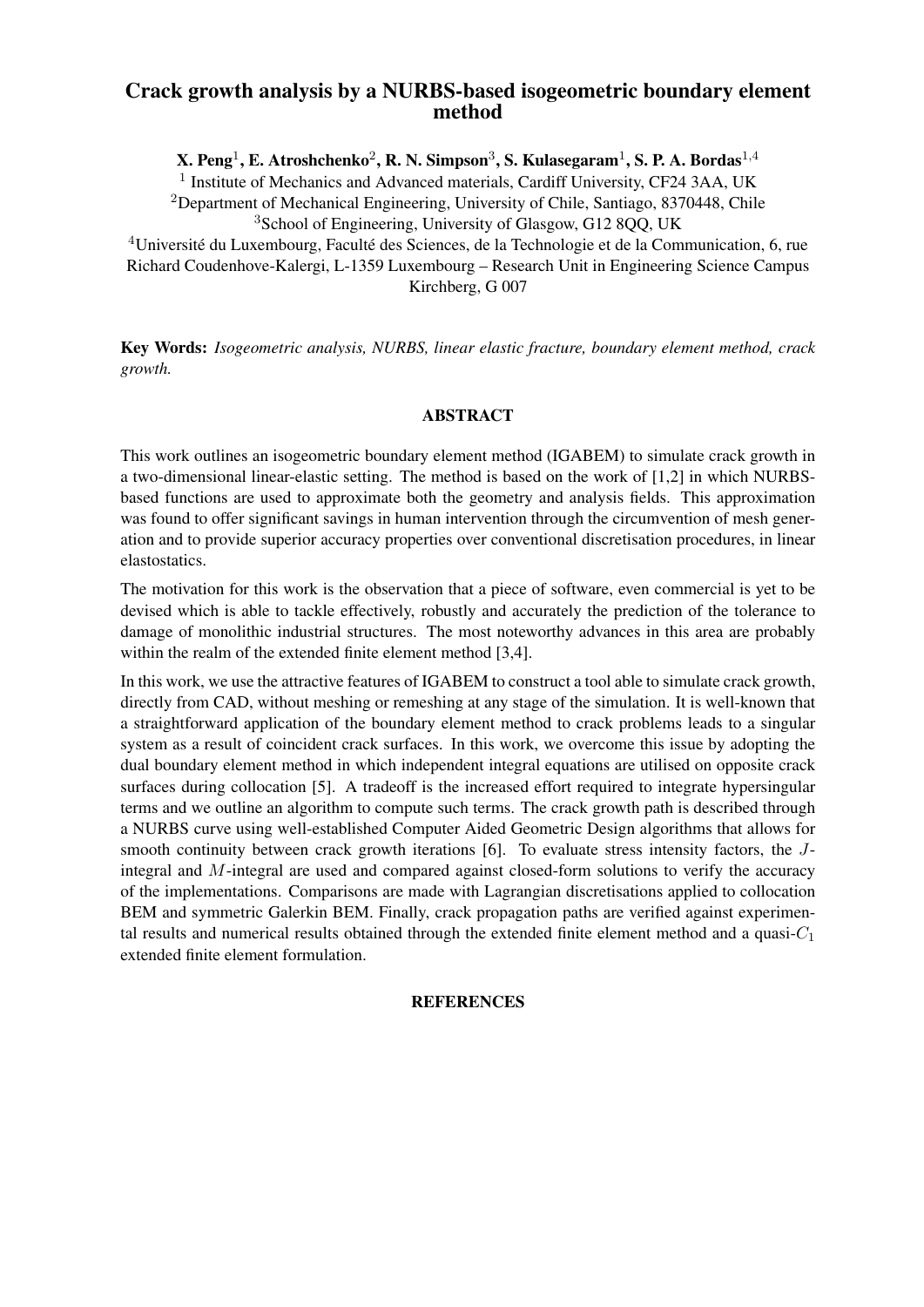# Crack growth analysis by a NURBS-based isogeometric boundary element method

**X. Peng[1], E. Atroshchenko[2], R. N. Simpson[3], S. Kulasegaram[1], S. P. A. Bordas[1,4]**

[1] Institute of Mechanics and Advanced materials, Cardiff University, CF24 3AA, UK
[2]Department of Mechanical Engineering, University of Chile, Santiago, 8370448, Chile
[3]School of Engineering, University of Glasgow, G12 8QQ, UK
[4]Université du Luxembourg, Faculté des Sciences, de la Technologie et de la Communication, 6, rue Richard Coudenhove-Kalergi, L-1359 Luxembourg – Research Unit in Engineering Science Campus Kirchberg, G 007

**Key Words:** *Isogeometric analysis, NURBS, linear elastic fracture, boundary element method, crack growth.*

## ABSTRACT

This work outlines an isogeometric boundary element method (IGABEM) to simulate crack growth in a two-dimensional linear-elastic setting. The method is based on the work of [1,2] in which NURBS-based functions are used to approximate both the geometry and analysis fields. This approximation was found to offer significant savings in human intervention through the circumvention of mesh generation and to provide superior accuracy properties over conventional discretisation procedures, in linear elastostatics.

The motivation for this work is the observation that a piece of software, even commercial is yet to be devised which is able to tackle effectively, robustly and accurately the prediction of the tolerance to damage of monolithic industrial structures. The most noteworthy advances in this area are probably within the realm of the extended finite element method [3,4].

In this work, we use the attractive features of IGABEM to construct a tool able to simulate crack growth, directly from CAD, without meshing or remeshing at any stage of the simulation. It is well-known that a straightforward application of the boundary element method to crack problems leads to a singular system as a result of coincident crack surfaces. In this work, we overcome this issue by adopting the dual boundary element method in which independent integral equations are utilised on opposite crack surfaces during collocation [5]. A tradeoff is the increased effort required to integrate hypersingular terms and we outline an algorithm to compute such terms. The crack growth path is described through a NURBS curve using well-established Computer Aided Geometric Design algorithms that allows for smooth continuity between crack growth iterations [6]. To evaluate stress intensity factors, the $J$-integral and $M$-integral are used and compared against closed-form solutions to verify the accuracy of the implementations. Comparisons are made with Lagrangian discretisations applied to collocation BEM and symmetric Galerkin BEM. Finally, crack propagation paths are verified against experimental results and numerical results obtained through the extended finite element method and a quasi-$C_1$ extended finite element formulation.

## REFERENCES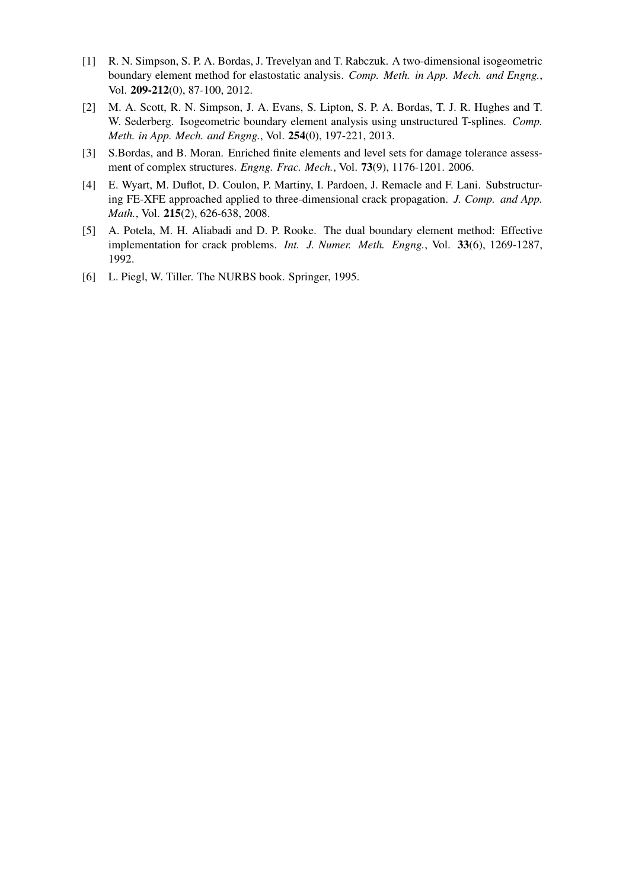[1] R. N. Simpson, S. P. A. Bordas, J. Trevelyan and T. Rabczuk. A two-dimensional isogeometric boundary element method for elastostatic analysis. *Comp. Meth. in App. Mech. and Engng.*, Vol. **209-212**(0), 87-100, 2012.

[2] M. A. Scott, R. N. Simpson, J. A. Evans, S. Lipton, S. P. A. Bordas, T. J. R. Hughes and T. W. Sederberg. Isogeometric boundary element analysis using unstructured T-splines. *Comp. Meth. in App. Mech. and Engng.*, Vol. **254**(0), 197-221, 2013.

[3] S.Bordas, and B. Moran. Enriched finite elements and level sets for damage tolerance assessment of complex structures. *Engng. Frac. Mech.*, Vol. **73**(9), 1176-1201. 2006.

[4] E. Wyart, M. Duflot, D. Coulon, P. Martiny, I. Pardoen, J. Remacle and F. Lani. Substructuring FE-XFE approached applied to three-dimensional crack propagation. *J. Comp. and App. Math.*, Vol. **215**(2), 626-638, 2008.

[5] A. Potela, M. H. Aliabadi and D. P. Rooke. The dual boundary element method: Effective implementation for crack problems. *Int. J. Numer. Meth. Engng.*, Vol. **33**(6), 1269-1287, 1992.

[6] L. Piegl, W. Tiller. The NURBS book. Springer, 1995.